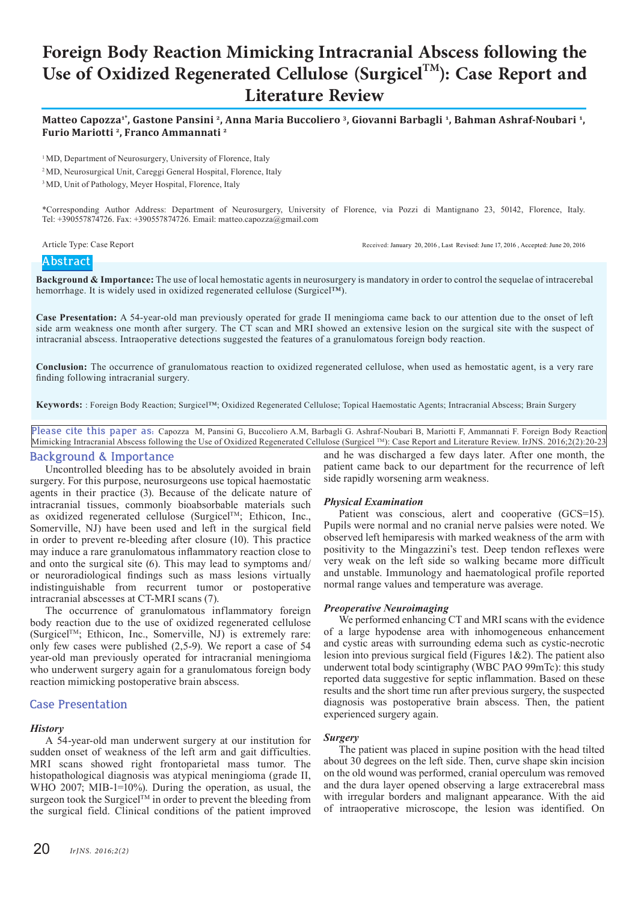# Foreign Body Reaction Mimicking Intracranial Abscess following the Use of Oxidized Regenerated Cellulose (Surgicel$^{TM}$): Case Report and Literature Review

**Matteo Capozza[1*], Gastone Pansini [2], Anna Maria Buccoliero [3], Giovanni Barbagli [1], Bahman Ashraf-Noubari [1], Furio Mariotti [2], Franco Ammannati [2]**

[1] MD, Department of Neurosurgery, University of Florence, Italy

[2] MD, Neurosurgical Unit, Careggi General Hospital, Florence, Italy

[3] MD, Unit of Pathology, Meyer Hospital, Florence, Italy

*Corresponding Author Address: Department of Neurosurgery, University of Florence, via Pozzi di Mantignano 23, 50142, Florence, Italy. Tel: +390557874726. Fax: +390557874726. Email: matteo.capozza@gmail.com

Article Type: Case Report

Received: January 20, 2016 , Last Revised: June 17, 2016 , Accepted: June 20, 2016

## Abstract

**Background & Importance:** The use of local hemostatic agents in neurosurgery is mandatory in order to control the sequelae of intracerebal hemorrhage. It is widely used in oxidized regenerated cellulose (Surgicel™).

**Case Presentation:** A 54-year-old man previously operated for grade II meningioma came back to our attention due to the onset of left side arm weakness one month after surgery. The CT scan and MRI showed an extensive lesion on the surgical site with the suspect of intracranial abscess. Intraoperative detections suggested the features of a granulomatous foreign body reaction.

**Conclusion:** The occurrence of granulomatous reaction to oxidized regenerated cellulose, when used as hemostatic agent, is a very rare finding following intracranial surgery.

**Keywords:** : Foreign Body Reaction; Surgicel™; Oxidized Regenerated Cellulose; Topical Haemostatic Agents; Intracranial Abscess; Brain Surgery

Please cite this paper as: Capozza M, Pansini G, Buccoliero A.M, Barbagli G. Ashraf-Noubari B, Mariotti F, Ammannati F. Foreign Body Reaction Mimicking Intracranial Abscess following the Use of Oxidized Regenerated Cellulose (Surgicel ™): Case Report and Literature Review. IrJNS. 2016;2(2):20-23

## Background & Importance

Uncontrolled bleeding has to be absolutely avoided in brain surgery. For this purpose, neurosurgeons use topical haemostatic agents in their practice (3). Because of the delicate nature of intracranial tissues, commonly bioabsorbable materials such as oxidized regenerated cellulose (Surgicel$^{TM}$; Ethicon, Inc., Somerville, NJ) have been used and left in the surgical field in order to prevent re-bleeding after closure (10). This practice may induce a rare granulomatous inflammatory reaction close to and onto the surgical site (6). This may lead to symptoms and/or neuroradiological findings such as mass lesions virtually indistinguishable from recurrent tumor or postoperative intracranial abscesses at CT-MRI scans (7).

The occurrence of granulomatous inflammatory foreign body reaction due to the use of oxidized regenerated cellulose (Surgicel$^{TM}$; Ethicon, Inc., Somerville, NJ) is extremely rare: only few cases were published (2,5-9). We report a case of 54 year-old man previously operated for intracranial meningioma who underwent surgery again for a granulomatous foreign body reaction mimicking postoperative brain abscess.

## Case Presentation

### *History*

A 54-year-old man underwent surgery at our institution for sudden onset of weakness of the left arm and gait difficulties. MRI scans showed right frontoparietal mass tumor. The histopathological diagnosis was atypical meningioma (grade II, WHO 2007; MIB-1=10%). During the operation, as usual, the surgeon took the Surgicel$^{TM}$ in order to prevent the bleeding from the surgical field. Clinical conditions of the patient improved and he was discharged a few days later. After one month, the patient came back to our department for the recurrence of left side rapidly worsening arm weakness.

### *Physical Examination*

Patient was conscious, alert and cooperative (GCS=15). Pupils were normal and no cranial nerve palsies were noted. We observed left hemiparesis with marked weakness of the arm with positivity to the Mingazzini's test. Deep tendon reflexes were very weak on the left side so walking became more difficult and unstable. Immunology and haematological profile reported normal range values and temperature was average.

### *Preoperative Neuroimaging*

We performed enhancing CT and MRI scans with the evidence of a large hypodense area with inhomogeneous enhancement and cystic areas with surrounding edema such as cystic-necrotic lesion into previous surgical field (Figures 1&2). The patient also underwent total body scintigraphy (WBC PAO 99mTc): this study reported data suggestive for septic inflammation. Based on these results and the short time run after previous surgery, the suspected diagnosis was postoperative brain abscess. Then, the patient experienced surgery again.

### *Surgery*

The patient was placed in supine position with the head tilted about 30 degrees on the left side. Then, curve shape skin incision on the old wound was performed, cranial operculum was removed and the dura layer opened observing a large extracerebral mass with irregular borders and malignant appearance. With the aid of intraoperative microscope, the lesion was identified. On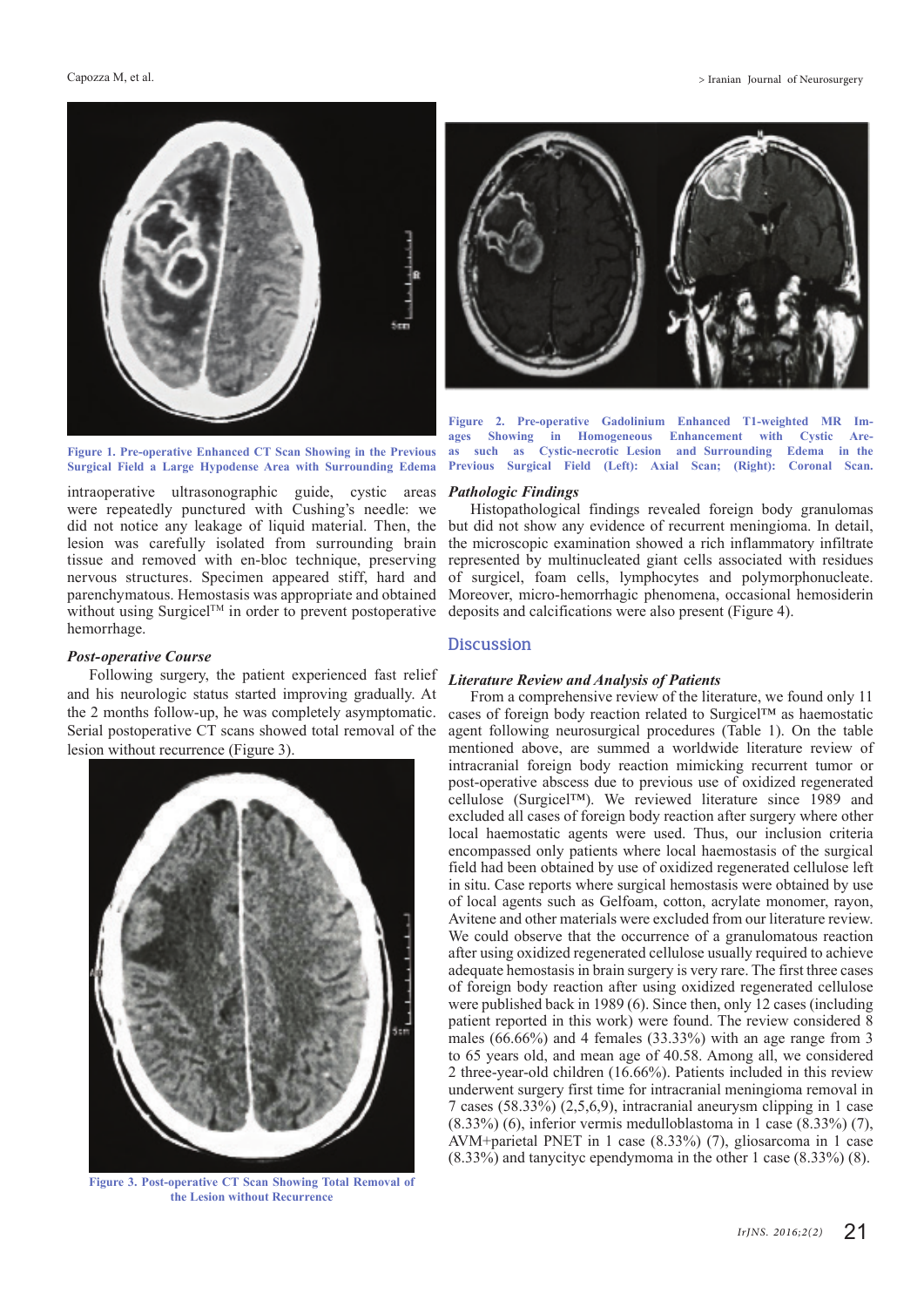Figure 1. Pre-operative Enhanced CT Scan Showing in the Previous Surgical Field a Large Hypodense Area with Surrounding Edema

Figure 2. Pre-operative Gadolinium Enhanced T1-weighted MR Images Showing in Homogeneous Enhancement with Cystic Areas such as Cystic-necrotic Lesion and Surrounding Edema in the Previous Surgical Field (Left): Axial Scan; (Right): Coronal Scan.

intraoperative ultrasonographic guide, cystic areas were repeatedly punctured with Cushing's needle: we did not notice any leakage of liquid material. Then, the lesion was carefully isolated from surrounding brain tissue and removed with en-bloc technique, preserving nervous structures. Specimen appeared stiff, hard and parenchymatous. Hemostasis was appropriate and obtained without using Surgicel™ in order to prevent postoperative hemorrhage.

### *Post-operative Course*

Following surgery, the patient experienced fast relief and his neurologic status started improving gradually. At the 2 months follow-up, he was completely asymptomatic. Serial postoperative CT scans showed total removal of the lesion without recurrence (Figure 3).

Figure 3. Post-operative CT Scan Showing Total Removal of the Lesion without Recurrence

### *Pathologic Findings*

Histopathological findings revealed foreign body granulomas but did not show any evidence of recurrent meningioma. In detail, the microscopic examination showed a rich inflammatory infiltrate represented by multinucleated giant cells associated with residues of surgicel, foam cells, lymphocytes and polymorphonucleate. Moreover, micro-hemorrhagic phenomena, occasional hemosiderin deposits and calcifications were also present (Figure 4).

## Discussion

### *Literature Review and Analysis of Patients*

From a comprehensive review of the literature, we found only 11 cases of foreign body reaction related to Surgicel™ as haemostatic agent following neurosurgical procedures (Table 1). On the table mentioned above, are summed a worldwide literature review of intracranial foreign body reaction mimicking recurrent tumor or post-operative abscess due to previous use of oxidized regenerated cellulose (Surgicel™). We reviewed literature since 1989 and excluded all cases of foreign body reaction after surgery where other local haemostatic agents were used. Thus, our inclusion criteria encompassed only patients where local haemostasis of the surgical field had been obtained by use of oxidized regenerated cellulose left in situ. Case reports where surgical hemostasis were obtained by use of local agents such as Gelfoam, cotton, acrylate monomer, rayon, Avitene and other materials were excluded from our literature review. We could observe that the occurrence of a granulomatous reaction after using oxidized regenerated cellulose usually required to achieve adequate hemostasis in brain surgery is very rare. The first three cases of foreign body reaction after using oxidized regenerated cellulose were published back in 1989 (6). Since then, only 12 cases (including patient reported in this work) were found. The review considered 8 males (66.66%) and 4 females (33.33%) with an age range from 3 to 65 years old, and mean age of 40.58. Among all, we considered 2 three-year-old children (16.66%). Patients included in this review underwent surgery first time for intracranial meningioma removal in 7 cases (58.33%) (2,5,6,9), intracranial aneurysm clipping in 1 case (8.33%) (6), inferior vermis medulloblastoma in 1 case (8.33%) (7), AVM+parietal PNET in 1 case (8.33%) (7), gliosarcoma in 1 case (8.33%) and tanycityc ependymoma in the other 1 case (8.33%) (8).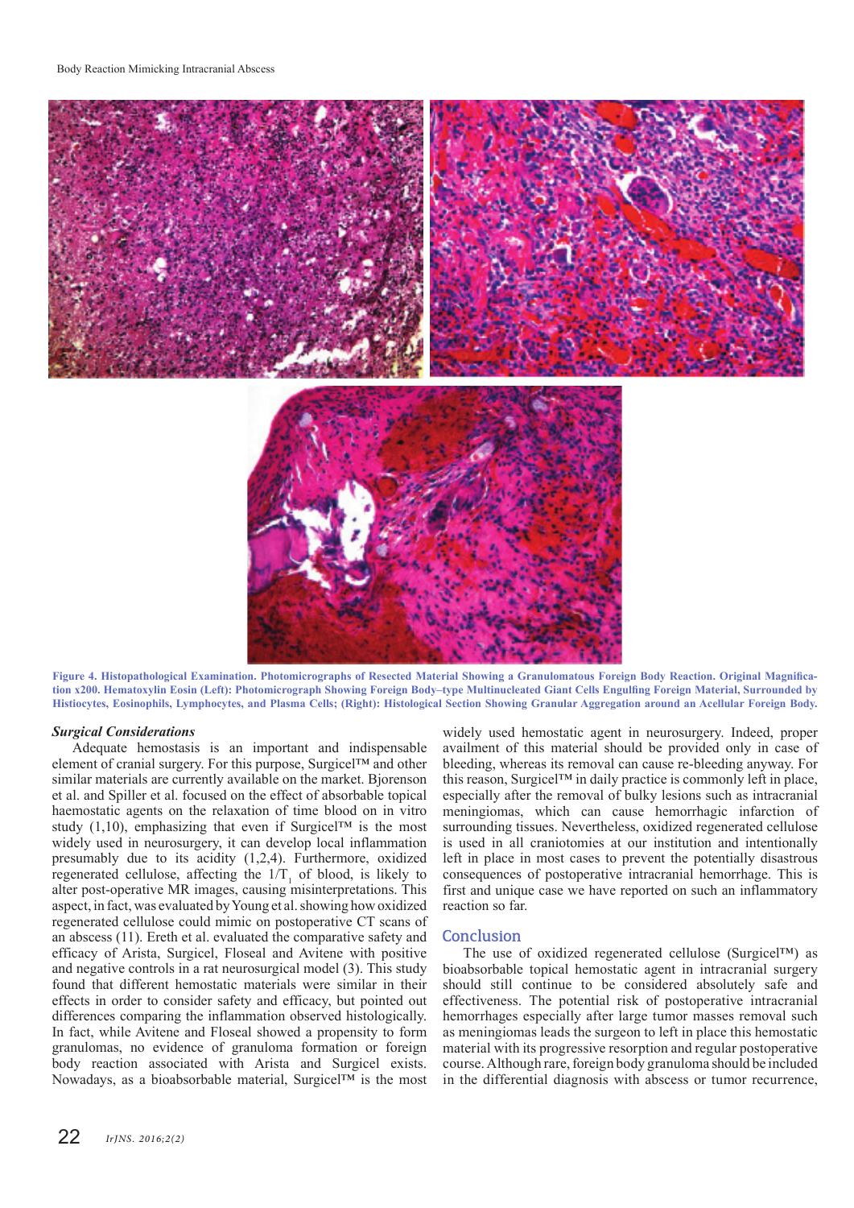**Figure 4. Histopathological Examination. Photomicrographs of Resected Material Showing a Granulomatous Foreign Body Reaction. Original Magnification x200. Hematoxylin Eosin (Left): Photomicrograph Showing Foreign Body–type Multinucleated Giant Cells Engulfing Foreign Material, Surrounded by Histiocytes, Eosinophils, Lymphocytes, and Plasma Cells; (Right): Histological Section Showing Granular Aggregation around an Acellular Foreign Body.**

### *Surgical Considerations*

Adequate hemostasis is an important and indispensable element of cranial surgery. For this purpose, Surgicel™ and other similar materials are currently available on the market. Bjorenson et al. and Spiller et al. focused on the effect of absorbable topical haemostatic agents on the relaxation of time blood on in vitro study (1,10), emphasizing that even if Surgicel™ is the most widely used in neurosurgery, it can develop local inflammation presumably due to its acidity (1,2,4). Furthermore, oxidized regenerated cellulose, affecting the $1/T_1$ of blood, is likely to alter post-operative MR images, causing misinterpretations. This aspect, in fact, was evaluated by Young et al. showing how oxidized regenerated cellulose could mimic on postoperative CT scans of an abscess (11). Ereth et al. evaluated the comparative safety and efficacy of Arista, Surgicel, Floseal and Avitene with positive and negative controls in a rat neurosurgical model (3). This study found that different hemostatic materials were similar in their effects in order to consider safety and efficacy, but pointed out differences comparing the inflammation observed histologically. In fact, while Avitene and Floseal showed a propensity to form granulomas, no evidence of granuloma formation or foreign body reaction associated with Arista and Surgicel exists. Nowadays, as a bioabsorbable material, Surgicel™ is the most widely used hemostatic agent in neurosurgery. Indeed, proper availment of this material should be provided only in case of bleeding, whereas its removal can cause re-bleeding anyway. For this reason, Surgicel™ in daily practice is commonly left in place, especially after the removal of bulky lesions such as intracranial meningiomas, which can cause hemorrhagic infarction of surrounding tissues. Nevertheless, oxidized regenerated cellulose is used in all craniotomies at our institution and intentionally left in place in most cases to prevent the potentially disastrous consequences of postoperative intracranial hemorrhage. This is first and unique case we have reported on such an inflammatory reaction so far.

## Conclusion

The use of oxidized regenerated cellulose (Surgicel™) as bioabsorbable topical hemostatic agent in intracranial surgery should still continue to be considered absolutely safe and effectiveness. The potential risk of postoperative intracranial hemorrhages especially after large tumor masses removal such as meningiomas leads the surgeon to left in place this hemostatic material with its progressive resorption and regular postoperative course. Although rare, foreign body granuloma should be included in the differential diagnosis with abscess or tumor recurrence,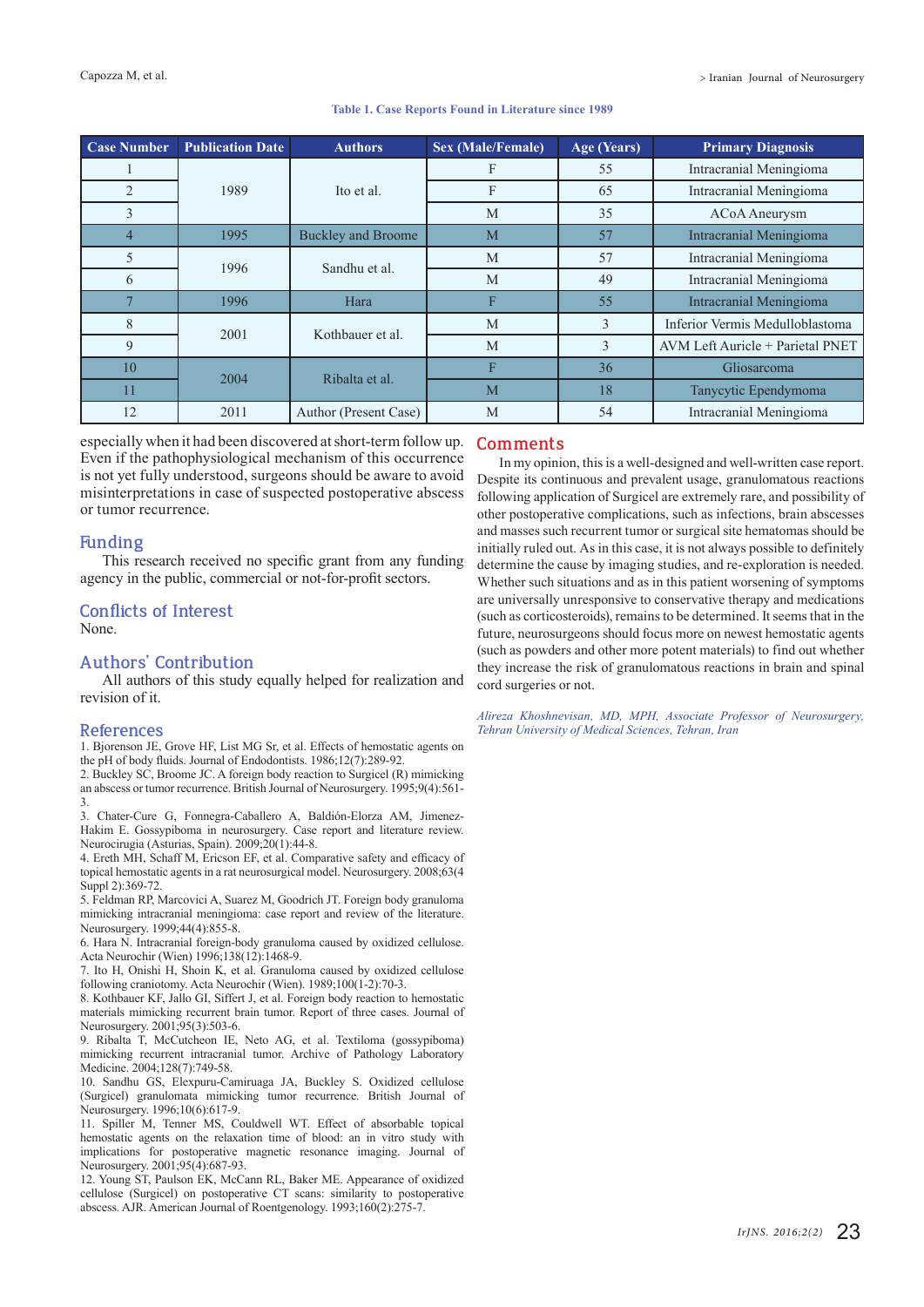Table 1. Case Reports Found in Literature since 1989

| Case Number | Publication Date | Authors | Sex (Male/Female) | Age (Years) | Primary Diagnosis |
|---|---|---|---|---|---|
| 1 | 1989 | Ito et al. | F | 55 | Intracranial Meningioma |
| 2 | | | F | 65 | Intracranial Meningioma |
| 3 | | | M | 35 | ACoA Aneurysm |
| 4 | 1995 | Buckley and Broome | M | 57 | Intracranial Meningioma |
| 5 | 1996 | Sandhu et al. | M | 57 | Intracranial Meningioma |
| 6 | | | M | 49 | Intracranial Meningioma |
| 7 | 1996 | Hara | F | 55 | Intracranial Meningioma |
| 8 | 2001 | Kothbauer et al. | M | 3 | Inferior Vermis Medulloblastoma |
| 9 | | | M | 3 | AVM Left Auricle + Parietal PNET |
| 10 | 2004 | Ribalta et al. | F | 36 | Gliosarcoma |
| 11 | | | M | 18 | Tanycytic Ependymoma |
| 12 | 2011 | Author (Present Case) | M | 54 | Intracranial Meningioma |

especially when it had been discovered at short-term follow up. Even if the pathophysiological mechanism of this occurrence is not yet fully understood, surgeons should be aware to avoid misinterpretations in case of suspected postoperative abscess or tumor recurrence.

## Funding

This research received no specific grant from any funding agency in the public, commercial or not-for-profit sectors.

## Conflicts of Interest

None.

## Authors' Contribution

All authors of this study equally helped for realization and revision of it.

## References

1. Bjorenson JE, Grove HF, List MG Sr, et al. Effects of hemostatic agents on the pH of body fluids. Journal of Endodontists. 1986;12(7):289-92.
2. Buckley SC, Broome JC. A foreign body reaction to Surgicel (R) mimicking an abscess or tumor recurrence. British Journal of Neurosurgery. 1995;9(4):561-3.
3. Chater-Cure G, Fonnegra-Caballero A, Baldión-Elorza AM, Jimenez-Hakim E. Gossypiboma in neurosurgery. Case report and literature review. Neurocirugia (Asturias, Spain). 2009;20(1):44-8.
4. Ereth MH, Schaff M, Ericson EF, et al. Comparative safety and efficacy of topical hemostatic agents in a rat neurosurgical model. Neurosurgery. 2008;63(4 Suppl 2):369-72.
5. Feldman RP, Marcovici A, Suarez M, Goodrich JT. Foreign body granuloma mimicking intracranial meningioma: case report and review of the literature. Neurosurgery. 1999;44(4):855-8.
6. Hara N. Intracranial foreign-body granuloma caused by oxidized cellulose. Acta Neurochir (Wien) 1996;138(12):1468-9.
7. Ito H, Onishi H, Shoin K, et al. Granuloma caused by oxidized cellulose following craniotomy. Acta Neurochir (Wien). 1989;100(1-2):70-3.
8. Kothbauer KF, Jallo GI, Siffert J, et al. Foreign body reaction to hemostatic materials mimicking recurrent brain tumor. Report of three cases. Journal of Neurosurgery. 2001;95(3):503-6.
9. Ribalta T, McCutcheon IE, Neto AG, et al. Textiloma (gossypiboma) mimicking recurrent intracranial tumor. Archive of Pathology Laboratory Medicine. 2004;128(7):749-58.
10. Sandhu GS, Elexpuru-Camiruaga JA, Buckley S. Oxidized cellulose (Surgicel) granulomata mimicking tumor recurrence. British Journal of Neurosurgery. 1996;10(6):617-9.
11. Spiller M, Tenner MS, Couldwell WT. Effect of absorbable topical hemostatic agents on the relaxation time of blood: an in vitro study with implications for postoperative magnetic resonance imaging. Journal of Neurosurgery. 2001;95(4):687-93.
12. Young ST, Paulson EK, McCann RL, Baker ME. Appearance of oxidized cellulose (Surgicel) on postoperative CT scans: similarity to postoperative abscess. AJR. American Journal of Roentgenology. 1993;160(2):275-7.

## Comments

In my opinion, this is a well-designed and well-written case report. Despite its continuous and prevalent usage, granulomatous reactions following application of Surgicel are extremely rare, and possibility of other postoperative complications, such as infections, brain abscesses and masses such recurrent tumor or surgical site hematomas should be initially ruled out. As in this case, it is not always possible to definitely determine the cause by imaging studies, and re-exploration is needed. Whether such situations and as in this patient worsening of symptoms are universally unresponsive to conservative therapy and medications (such as corticosteroids), remains to be determined. It seems that in the future, neurosurgeons should focus more on newest hemostatic agents (such as powders and other more potent materials) to find out whether they increase the risk of granulomatous reactions in brain and spinal cord surgeries or not.

*Alireza Khoshnevisan, MD, MPH, Associate Professor of Neurosurgery, Tehran University of Medical Sciences, Tehran, Iran*